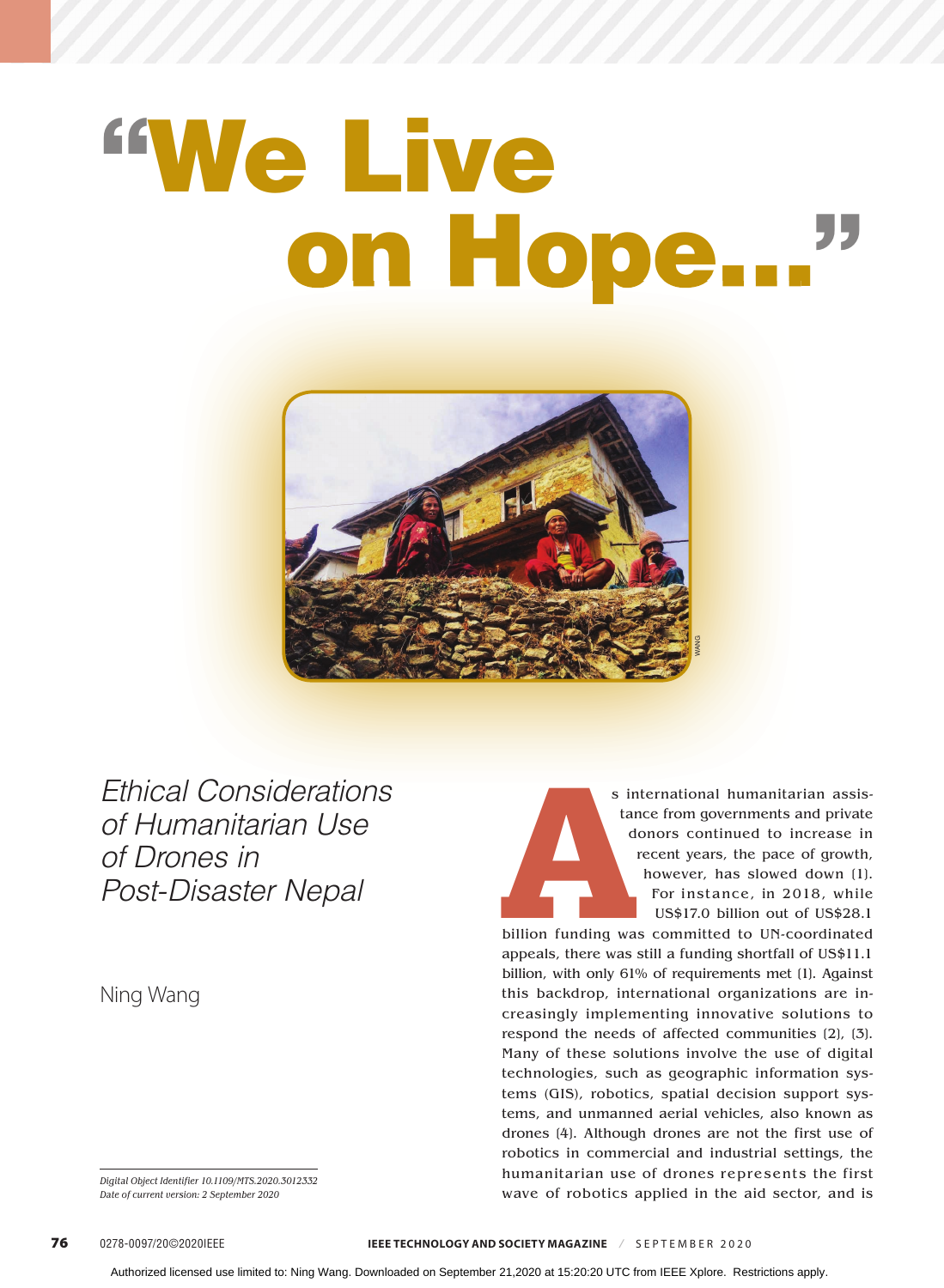# "We Live on Hope..."

## *Ethical Considerations of Humanitarian Use of Drones in Post-Disaster Nepal*

Ning Wang

As international humanitarian assistance from governments and private donors continued to increase in recent years, the pace of growth, however, has slowed down [1]. For instance, in 2018, while US$17.0 billion out of US$28.1 billion funding was committed to UN-coordinated appeals, there was still a funding shortfall of US$11.1 billion, with only 61% of requirements met [1]. Against this backdrop, international organizations are increasingly implementing innovative solutions to respond the needs of affected communities [2], [3]. Many of these solutions involve the use of digital technologies, such as geographic information systems (GIS), robotics, spatial decision support systems, and unmanned aerial vehicles, also known as drones [4]. Although drones are not the first use of robotics in commercial and industrial settings, the humanitarian use of drones represents the first wave of robotics applied in the aid sector, and is

*Digital Object Identifier 10.1109/MTS.2020.3012332*
*Date of current version: 2 September 2020*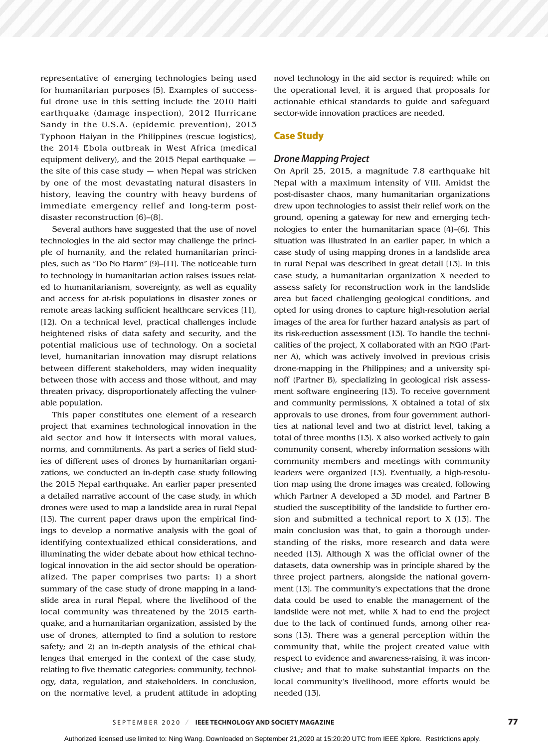representative of emerging technologies being used for humanitarian purposes [5]. Examples of successful drone use in this setting include the 2010 Haiti earthquake (damage inspection), 2012 Hurricane Sandy in the U.S.A. (epidemic prevention), 2013 Typhoon Haiyan in the Philippines (rescue logistics), the 2014 Ebola outbreak in West Africa (medical equipment delivery), and the 2015 Nepal earthquake — the site of this case study — when Nepal was stricken by one of the most devastating natural disasters in history, leaving the country with heavy burdens of immediate emergency relief and long-term post-disaster reconstruction [6]–[8].

Several authors have suggested that the use of novel technologies in the aid sector may challenge the principle of humanity, and the related humanitarian principles, such as "Do No Harm" [9]–[11]. The noticeable turn to technology in humanitarian action raises issues related to humanitarianism, sovereignty, as well as equality and access for at-risk populations in disaster zones or remote areas lacking sufficient healthcare services [11], [12]. On a technical level, practical challenges include heightened risks of data safety and security, and the potential malicious use of technology. On a societal level, humanitarian innovation may disrupt relations between different stakeholders, may widen inequality between those with access and those without, and may threaten privacy, disproportionately affecting the vulnerable population.

This paper constitutes one element of a research project that examines technological innovation in the aid sector and how it intersects with moral values, norms, and commitments. As part of a series of field studies of different uses of drones by humanitarian organizations, we conducted an in-depth case study following the 2015 Nepal earthquake. An earlier paper presented a detailed narrative account of the case study, in which drones were used to map a landslide area in rural Nepal [13]. The current paper draws upon the empirical findings to develop a normative analysis with the goal of identifying contextualized ethical considerations, and illuminating the wider debate about how ethical technological innovation in the aid sector should be operationalized. The paper comprises two parts: 1) a short summary of the case study of drone mapping in a landslide area in rural Nepal, where the livelihood of the local community was threatened by the 2015 earthquake, and a humanitarian organization, assisted by the use of drones, attempted to find a solution to restore safety; and 2) an in-depth analysis of the ethical challenges that emerged in the context of the case study, relating to five thematic categories: community, technology, data, regulation, and stakeholders. In conclusion, on the normative level, a prudent attitude in adopting novel technology in the aid sector is required; while on the operational level, it is argued that proposals for actionable ethical standards to guide and safeguard sector-wide innovation practices are needed.

## Case Study

### *Drone Mapping Project*

On April 25, 2015, a magnitude 7.8 earthquake hit Nepal with a maximum intensity of VIII. Amidst the post-disaster chaos, many humanitarian organizations drew upon technologies to assist their relief work on the ground, opening a gateway for new and emerging technologies to enter the humanitarian space [4]–[6]. This situation was illustrated in an earlier paper, in which a case study of using mapping drones in a landslide area in rural Nepal was described in great detail [13]. In this case study, a humanitarian organization X needed to assess safety for reconstruction work in the landslide area but faced challenging geological conditions, and opted for using drones to capture high-resolution aerial images of the area for further hazard analysis as part of its risk-reduction assessment [13]. To handle the technicalities of the project, X collaborated with an NGO (Partner A), which was actively involved in previous crisis drone-mapping in the Philippines; and a university spinoff (Partner B), specializing in geological risk assessment software engineering [13]. To receive government and community permissions, X obtained a total of six approvals to use drones, from four government authorities at national level and two at district level, taking a total of three months [13]. X also worked actively to gain community consent, whereby information sessions with community members and meetings with community leaders were organized [13]. Eventually, a high-resolution map using the drone images was created, following which Partner A developed a 3D model, and Partner B studied the susceptibility of the landslide to further erosion and submitted a technical report to X [13]. The main conclusion was that, to gain a thorough understanding of the risks, more research and data were needed [13]. Although X was the official owner of the datasets, data ownership was in principle shared by the three project partners, alongside the national government [13]. The community's expectations that the drone data could be used to enable the management of the landslide were not met, while X had to end the project due to the lack of continued funds, among other reasons [13]. There was a general perception within the community that, while the project created value with respect to evidence and awareness-raising, it was inconclusive; and that to make substantial impacts on the local community's livelihood, more efforts would be needed [13].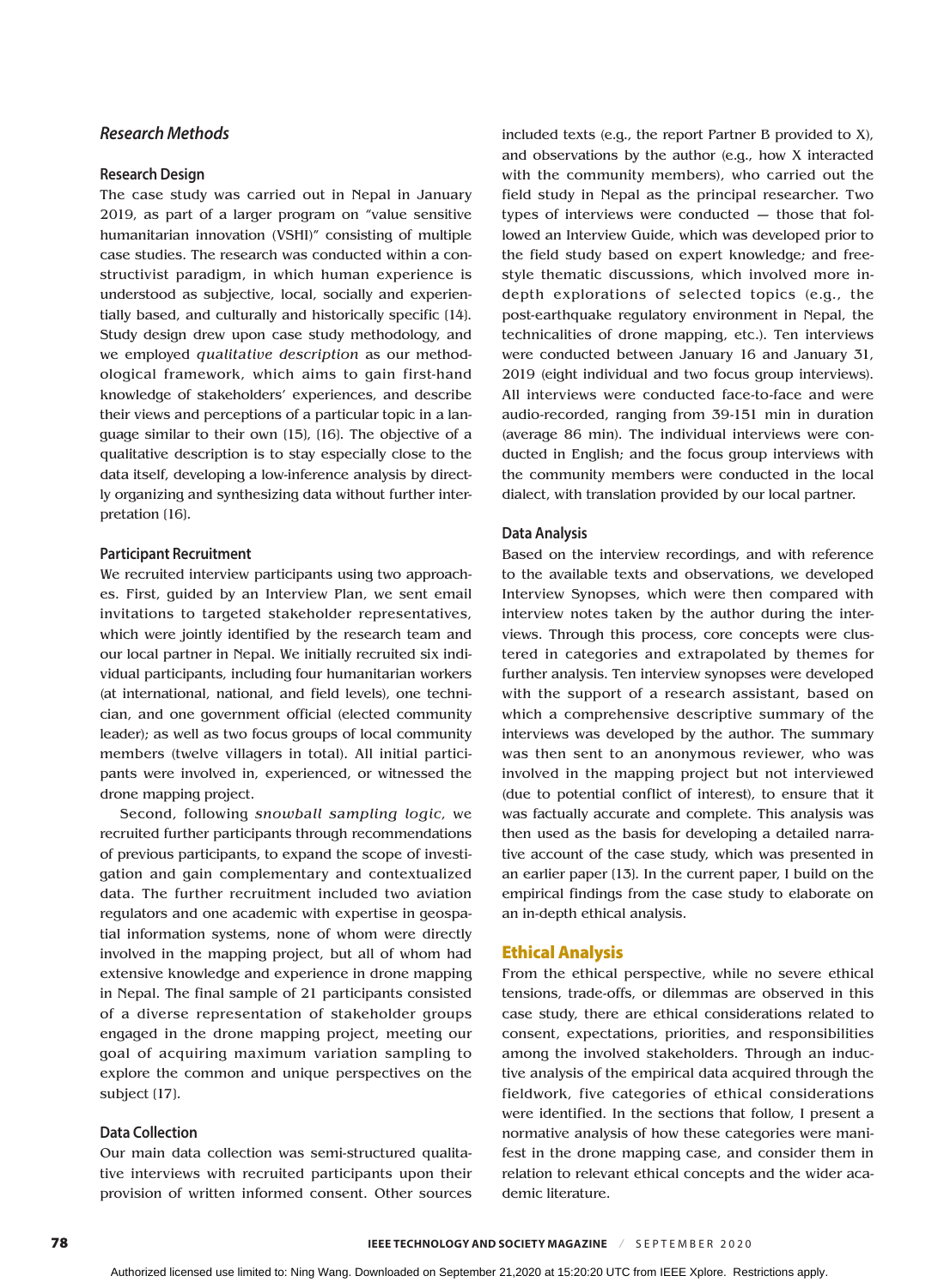## Research Methods

### Research Design

The case study was carried out in Nepal in January 2019, as part of a larger program on "value sensitive humanitarian innovation (VSHI)" consisting of multiple case studies. The research was conducted within a constructivist paradigm, in which human experience is understood as subjective, local, socially and experientially based, and culturally and historically specific [14]. Study design drew upon case study methodology, and we employed *qualitative description* as our methodological framework, which aims to gain first-hand knowledge of stakeholders' experiences, and describe their views and perceptions of a particular topic in a language similar to their own [15], [16]. The objective of a qualitative description is to stay especially close to the data itself, developing a low-inference analysis by directly organizing and synthesizing data without further interpretation [16].

### Participant Recruitment

We recruited interview participants using two approaches. First, guided by an Interview Plan, we sent email invitations to targeted stakeholder representatives, which were jointly identified by the research team and our local partner in Nepal. We initially recruited six individual participants, including four humanitarian workers (at international, national, and field levels), one technician, and one government official (elected community leader); as well as two focus groups of local community members (twelve villagers in total). All initial participants were involved in, experienced, or witnessed the drone mapping project.

Second, following *snowball sampling logic*, we recruited further participants through recommendations of previous participants, to expand the scope of investigation and gain complementary and contextualized data. The further recruitment included two aviation regulators and one academic with expertise in geospatial information systems, none of whom were directly involved in the mapping project, but all of whom had extensive knowledge and experience in drone mapping in Nepal. The final sample of 21 participants consisted of a diverse representation of stakeholder groups engaged in the drone mapping project, meeting our goal of acquiring maximum variation sampling to explore the common and unique perspectives on the subject [17].

### Data Collection

Our main data collection was semi-structured qualitative interviews with recruited participants upon their provision of written informed consent. Other sources included texts (e.g., the report Partner B provided to X), and observations by the author (e.g., how X interacted with the community members), who carried out the field study in Nepal as the principal researcher. Two types of interviews were conducted — those that followed an Interview Guide, which was developed prior to the field study based on expert knowledge; and free-style thematic discussions, which involved more in-depth explorations of selected topics (e.g., the post-earthquake regulatory environment in Nepal, the technicalities of drone mapping, etc.). Ten interviews were conducted between January 16 and January 31, 2019 (eight individual and two focus group interviews). All interviews were conducted face-to-face and were audio-recorded, ranging from 39-151 min in duration (average 86 min). The individual interviews were conducted in English; and the focus group interviews with the community members were conducted in the local dialect, with translation provided by our local partner.

### Data Analysis

Based on the interview recordings, and with reference to the available texts and observations, we developed Interview Synopses, which were then compared with interview notes taken by the author during the interviews. Through this process, core concepts were clustered in categories and extrapolated by themes for further analysis. Ten interview synopses were developed with the support of a research assistant, based on which a comprehensive descriptive summary of the interviews was developed by the author. The summary was then sent to an anonymous reviewer, who was involved in the mapping project but not interviewed (due to potential conflict of interest), to ensure that it was factually accurate and complete. This analysis was then used as the basis for developing a detailed narrative account of the case study, which was presented in an earlier paper [13]. In the current paper, I build on the empirical findings from the case study to elaborate on an in-depth ethical analysis.

## Ethical Analysis

From the ethical perspective, while no severe ethical tensions, trade-offs, or dilemmas are observed in this case study, there are ethical considerations related to consent, expectations, priorities, and responsibilities among the involved stakeholders. Through an inductive analysis of the empirical data acquired through the fieldwork, five categories of ethical considerations were identified. In the sections that follow, I present a normative analysis of how these categories were manifest in the drone mapping case, and consider them in relation to relevant ethical concepts and the wider academic literature.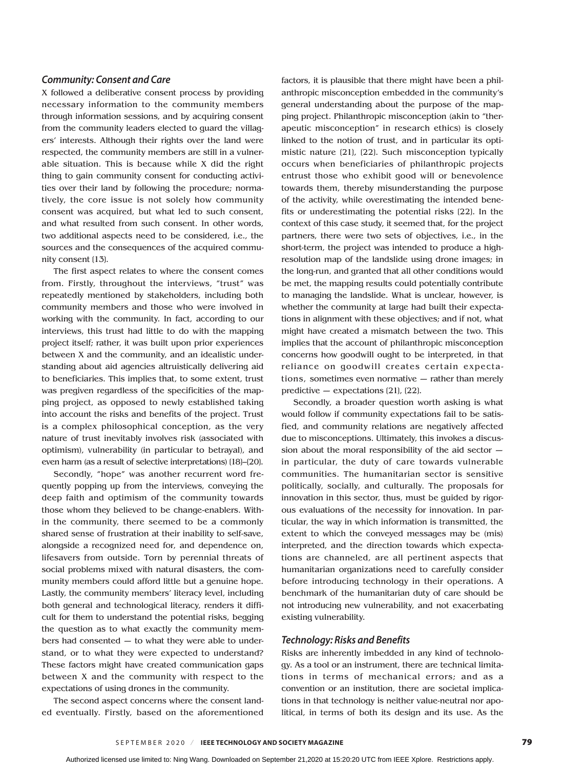### *Community: Consent and Care*

X followed a deliberative consent process by providing necessary information to the community members through information sessions, and by acquiring consent from the community leaders elected to guard the villagers' interests. Although their rights over the land were respected, the community members are still in a vulnerable situation. This is because while X did the right thing to gain community consent for conducting activities over their land by following the procedure; normatively, the core issue is not solely how community consent was acquired, but what led to such consent, and what resulted from such consent. In other words, two additional aspects need to be considered, i.e., the sources and the consequences of the acquired community consent [13].

The first aspect relates to where the consent comes from. Firstly, throughout the interviews, "trust" was repeatedly mentioned by stakeholders, including both community members and those who were involved in working with the community. In fact, according to our interviews, this trust had little to do with the mapping project itself; rather, it was built upon prior experiences between X and the community, and an idealistic understanding about aid agencies altruistically delivering aid to beneficiaries. This implies that, to some extent, trust was pregiven regardless of the specificities of the mapping project, as opposed to newly established taking into account the risks and benefits of the project. Trust is a complex philosophical conception, as the very nature of trust inevitably involves risk (associated with optimism), vulnerability (in particular to betrayal), and even harm (as a result of selective interpretations) [18]–[20].

Secondly, "hope" was another recurrent word frequently popping up from the interviews, conveying the deep faith and optimism of the community towards those whom they believed to be change-enablers. Within the community, there seemed to be a commonly shared sense of frustration at their inability to self-save, alongside a recognized need for, and dependence on, lifesavers from outside. Torn by perennial threats of social problems mixed with natural disasters, the community members could afford little but a genuine hope. Lastly, the community members' literacy level, including both general and technological literacy, renders it difficult for them to understand the potential risks, begging the question as to what exactly the community members had consented — to what they were able to understand, or to what they were expected to understand? These factors might have created communication gaps between X and the community with respect to the expectations of using drones in the community.

The second aspect concerns where the consent landed eventually. Firstly, based on the aforementioned factors, it is plausible that there might have been a philanthropic misconception embedded in the community's general understanding about the purpose of the mapping project. Philanthropic misconception (akin to "therapeutic misconception" in research ethics) is closely linked to the notion of trust, and in particular its optimistic nature [21], [22]. Such misconception typically occurs when beneficiaries of philanthropic projects entrust those who exhibit good will or benevolence towards them, thereby misunderstanding the purpose of the activity, while overestimating the intended benefits or underestimating the potential risks [22]. In the context of this case study, it seemed that, for the project partners, there were two sets of objectives, i.e., in the short-term, the project was intended to produce a high-resolution map of the landslide using drone images; in the long-run, and granted that all other conditions would be met, the mapping results could potentially contribute to managing the landslide. What is unclear, however, is whether the community at large had built their expectations in alignment with these objectives; and if not, what might have created a mismatch between the two. This implies that the account of philanthropic misconception concerns how goodwill ought to be interpreted, in that reliance on goodwill creates certain expectations, sometimes even normative — rather than merely predictive — expectations [21], [22].

Secondly, a broader question worth asking is what would follow if community expectations fail to be satisfied, and community relations are negatively affected due to misconceptions. Ultimately, this invokes a discussion about the moral responsibility of the aid sector — in particular, the duty of care towards vulnerable communities. The humanitarian sector is sensitive politically, socially, and culturally. The proposals for innovation in this sector, thus, must be guided by rigorous evaluations of the necessity for innovation. In particular, the way in which information is transmitted, the extent to which the conveyed messages may be (mis) interpreted, and the direction towards which expectations are channeled, are all pertinent aspects that humanitarian organizations need to carefully consider before introducing technology in their operations. A benchmark of the humanitarian duty of care should be not introducing new vulnerability, and not exacerbating existing vulnerability.

### *Technology: Risks and Benefits*

Risks are inherently imbedded in any kind of technology. As a tool or an instrument, there are technical limitations in terms of mechanical errors; and as a convention or an institution, there are societal implications in that technology is neither value-neutral nor apolitical, in terms of both its design and its use. As the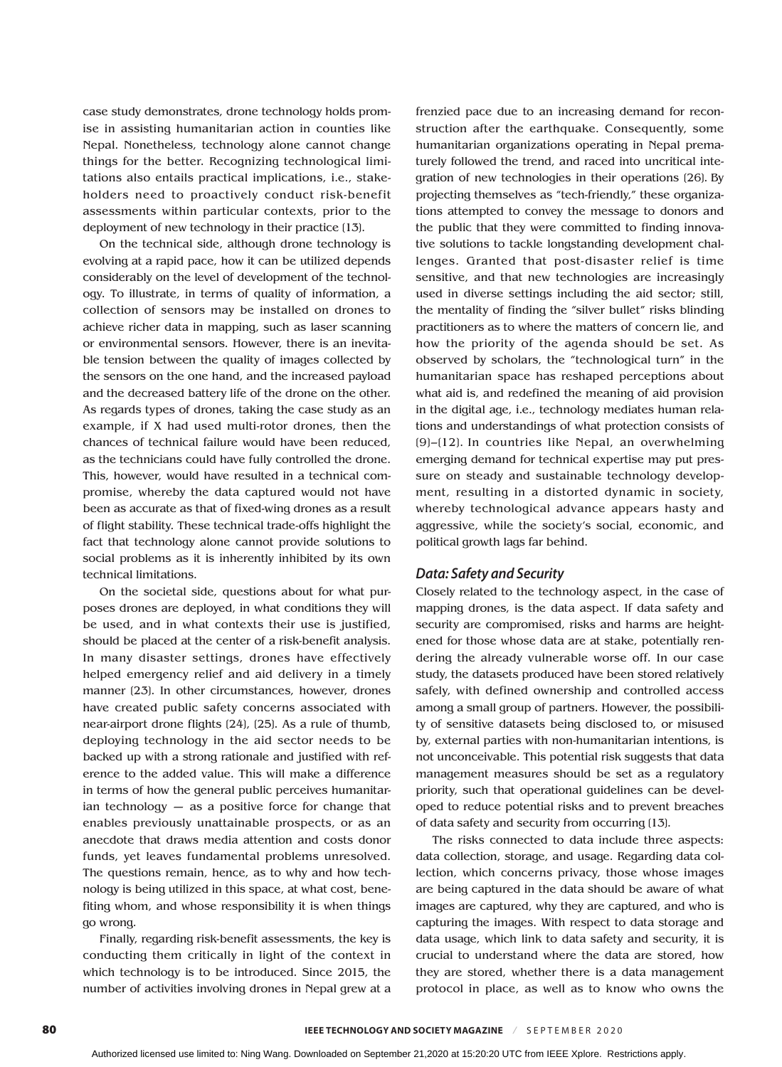case study demonstrates, drone technology holds promise in assisting humanitarian action in counties like Nepal. Nonetheless, technology alone cannot change things for the better. Recognizing technological limitations also entails practical implications, i.e., stakeholders need to proactively conduct risk-benefit assessments within particular contexts, prior to the deployment of new technology in their practice [13].

On the technical side, although drone technology is evolving at a rapid pace, how it can be utilized depends considerably on the level of development of the technology. To illustrate, in terms of quality of information, a collection of sensors may be installed on drones to achieve richer data in mapping, such as laser scanning or environmental sensors. However, there is an inevitable tension between the quality of images collected by the sensors on the one hand, and the increased payload and the decreased battery life of the drone on the other. As regards types of drones, taking the case study as an example, if X had used multi-rotor drones, then the chances of technical failure would have been reduced, as the technicians could have fully controlled the drone. This, however, would have resulted in a technical compromise, whereby the data captured would not have been as accurate as that of fixed-wing drones as a result of flight stability. These technical trade-offs highlight the fact that technology alone cannot provide solutions to social problems as it is inherently inhibited by its own technical limitations.

On the societal side, questions about for what purposes drones are deployed, in what conditions they will be used, and in what contexts their use is justified, should be placed at the center of a risk-benefit analysis. In many disaster settings, drones have effectively helped emergency relief and aid delivery in a timely manner [23]. In other circumstances, however, drones have created public safety concerns associated with near-airport drone flights [24], [25]. As a rule of thumb, deploying technology in the aid sector needs to be backed up with a strong rationale and justified with reference to the added value. This will make a difference in terms of how the general public perceives humanitarian technology — as a positive force for change that enables previously unattainable prospects, or as an anecdote that draws media attention and costs donor funds, yet leaves fundamental problems unresolved. The questions remain, hence, as to why and how technology is being utilized in this space, at what cost, benefiting whom, and whose responsibility it is when things go wrong.

Finally, regarding risk-benefit assessments, the key is conducting them critically in light of the context in which technology is to be introduced. Since 2015, the number of activities involving drones in Nepal grew at a frenzied pace due to an increasing demand for reconstruction after the earthquake. Consequently, some humanitarian organizations operating in Nepal prematurely followed the trend, and raced into uncritical integration of new technologies in their operations [26]. By projecting themselves as "tech-friendly," these organizations attempted to convey the message to donors and the public that they were committed to finding innovative solutions to tackle longstanding development challenges. Granted that post-disaster relief is time sensitive, and that new technologies are increasingly used in diverse settings including the aid sector; still, the mentality of finding the "silver bullet" risks blinding practitioners as to where the matters of concern lie, and how the priority of the agenda should be set. As observed by scholars, the "technological turn" in the humanitarian space has reshaped perceptions about what aid is, and redefined the meaning of aid provision in the digital age, i.e., technology mediates human relations and understandings of what protection consists of [9]–[12]. In countries like Nepal, an overwhelming emerging demand for technical expertise may put pressure on steady and sustainable technology development, resulting in a distorted dynamic in society, whereby technological advance appears hasty and aggressive, while the society's social, economic, and political growth lags far behind.

### *Data: Safety and Security*

Closely related to the technology aspect, in the case of mapping drones, is the data aspect. If data safety and security are compromised, risks and harms are heightened for those whose data are at stake, potentially rendering the already vulnerable worse off. In our case study, the datasets produced have been stored relatively safely, with defined ownership and controlled access among a small group of partners. However, the possibility of sensitive datasets being disclosed to, or misused by, external parties with non-humanitarian intentions, is not unconceivable. This potential risk suggests that data management measures should be set as a regulatory priority, such that operational guidelines can be developed to reduce potential risks and to prevent breaches of data safety and security from occurring [13].

The risks connected to data include three aspects: data collection, storage, and usage. Regarding data collection, which concerns privacy, those whose images are being captured in the data should be aware of what images are captured, why they are captured, and who is capturing the images. With respect to data storage and data usage, which link to data safety and security, it is crucial to understand where the data are stored, how they are stored, whether there is a data management protocol in place, as well as to know who owns the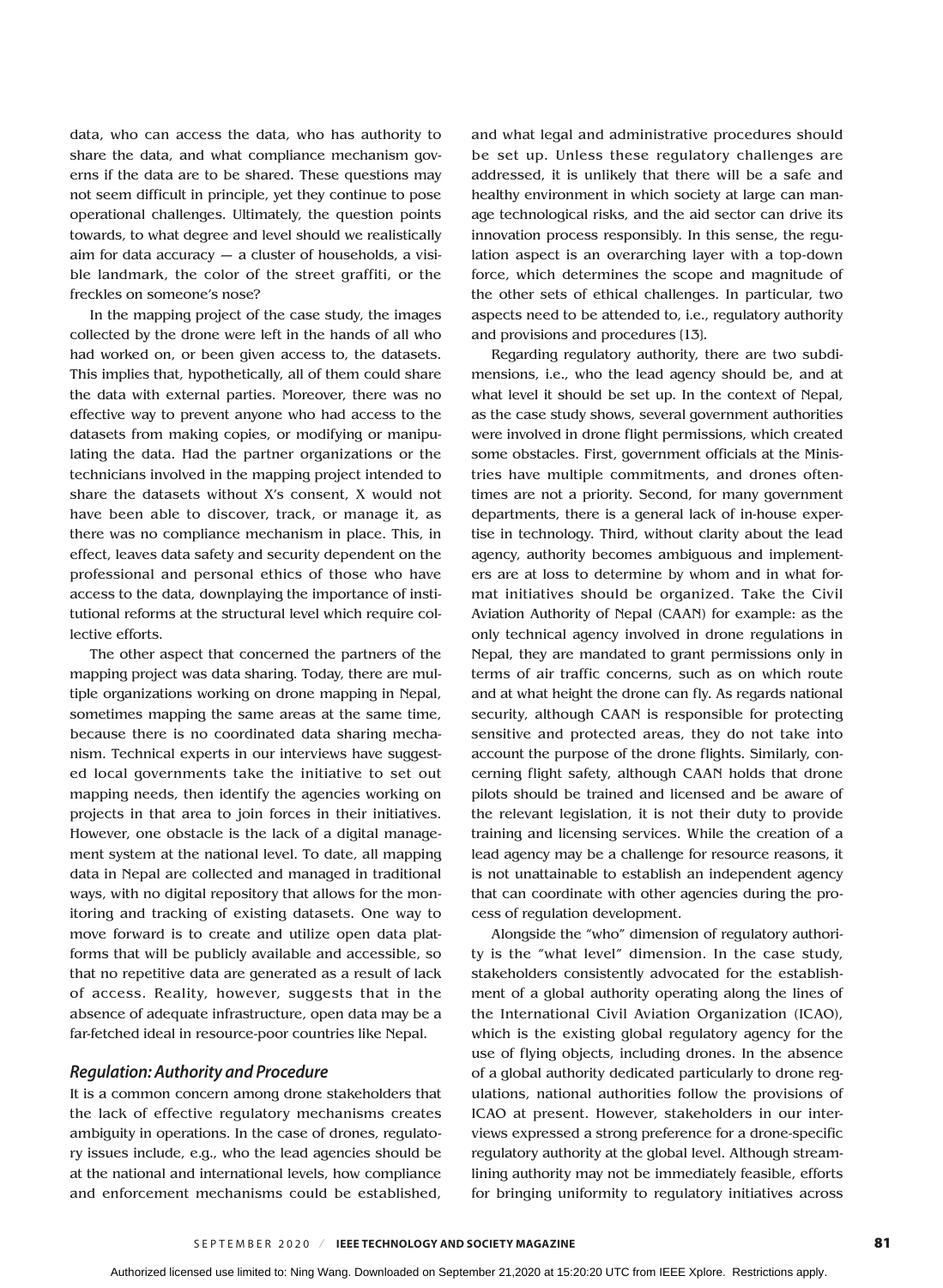data, who can access the data, who has authority to share the data, and what compliance mechanism governs if the data are to be shared. These questions may not seem difficult in principle, yet they continue to pose operational challenges. Ultimately, the question points towards, to what degree and level should we realistically aim for data accuracy — a cluster of households, a visible landmark, the color of the street graffiti, or the freckles on someone's nose?

In the mapping project of the case study, the images collected by the drone were left in the hands of all who had worked on, or been given access to, the datasets. This implies that, hypothetically, all of them could share the data with external parties. Moreover, there was no effective way to prevent anyone who had access to the datasets from making copies, or modifying or manipulating the data. Had the partner organizations or the technicians involved in the mapping project intended to share the datasets without X's consent, X would not have been able to discover, track, or manage it, as there was no compliance mechanism in place. This, in effect, leaves data safety and security dependent on the professional and personal ethics of those who have access to the data, downplaying the importance of institutional reforms at the structural level which require collective efforts.

The other aspect that concerned the partners of the mapping project was data sharing. Today, there are multiple organizations working on drone mapping in Nepal, sometimes mapping the same areas at the same time, because there is no coordinated data sharing mechanism. Technical experts in our interviews have suggested local governments take the initiative to set out mapping needs, then identify the agencies working on projects in that area to join forces in their initiatives. However, one obstacle is the lack of a digital management system at the national level. To date, all mapping data in Nepal are collected and managed in traditional ways, with no digital repository that allows for the monitoring and tracking of existing datasets. One way to move forward is to create and utilize open data platforms that will be publicly available and accessible, so that no repetitive data are generated as a result of lack of access. Reality, however, suggests that in the absence of adequate infrastructure, open data may be a far-fetched ideal in resource-poor countries like Nepal.

### *Regulation: Authority and Procedure*

It is a common concern among drone stakeholders that the lack of effective regulatory mechanisms creates ambiguity in operations. In the case of drones, regulatory issues include, e.g., who the lead agencies should be at the national and international levels, how compliance and enforcement mechanisms could be established, and what legal and administrative procedures should be set up. Unless these regulatory challenges are addressed, it is unlikely that there will be a safe and healthy environment in which society at large can manage technological risks, and the aid sector can drive its innovation process responsibly. In this sense, the regulation aspect is an overarching layer with a top-down force, which determines the scope and magnitude of the other sets of ethical challenges. In particular, two aspects need to be attended to, i.e., regulatory authority and provisions and procedures [13].

Regarding regulatory authority, there are two subdimensions, i.e., who the lead agency should be, and at what level it should be set up. In the context of Nepal, as the case study shows, several government authorities were involved in drone flight permissions, which created some obstacles. First, government officials at the Ministries have multiple commitments, and drones oftentimes are not a priority. Second, for many government departments, there is a general lack of in-house expertise in technology. Third, without clarity about the lead agency, authority becomes ambiguous and implementers are at loss to determine by whom and in what format initiatives should be organized. Take the Civil Aviation Authority of Nepal (CAAN) for example: as the only technical agency involved in drone regulations in Nepal, they are mandated to grant permissions only in terms of air traffic concerns, such as on which route and at what height the drone can fly. As regards national security, although CAAN is responsible for protecting sensitive and protected areas, they do not take into account the purpose of the drone flights. Similarly, concerning flight safety, although CAAN holds that drone pilots should be trained and licensed and be aware of the relevant legislation, it is not their duty to provide training and licensing services. While the creation of a lead agency may be a challenge for resource reasons, it is not unattainable to establish an independent agency that can coordinate with other agencies during the process of regulation development.

Alongside the "who" dimension of regulatory authority is the "what level" dimension. In the case study, stakeholders consistently advocated for the establishment of a global authority operating along the lines of the International Civil Aviation Organization (ICAO), which is the existing global regulatory agency for the use of flying objects, including drones. In the absence of a global authority dedicated particularly to drone regulations, national authorities follow the provisions of ICAO at present. However, stakeholders in our interviews expressed a strong preference for a drone-specific regulatory authority at the global level. Although streamlining authority may not be immediately feasible, efforts for bringing uniformity to regulatory initiatives across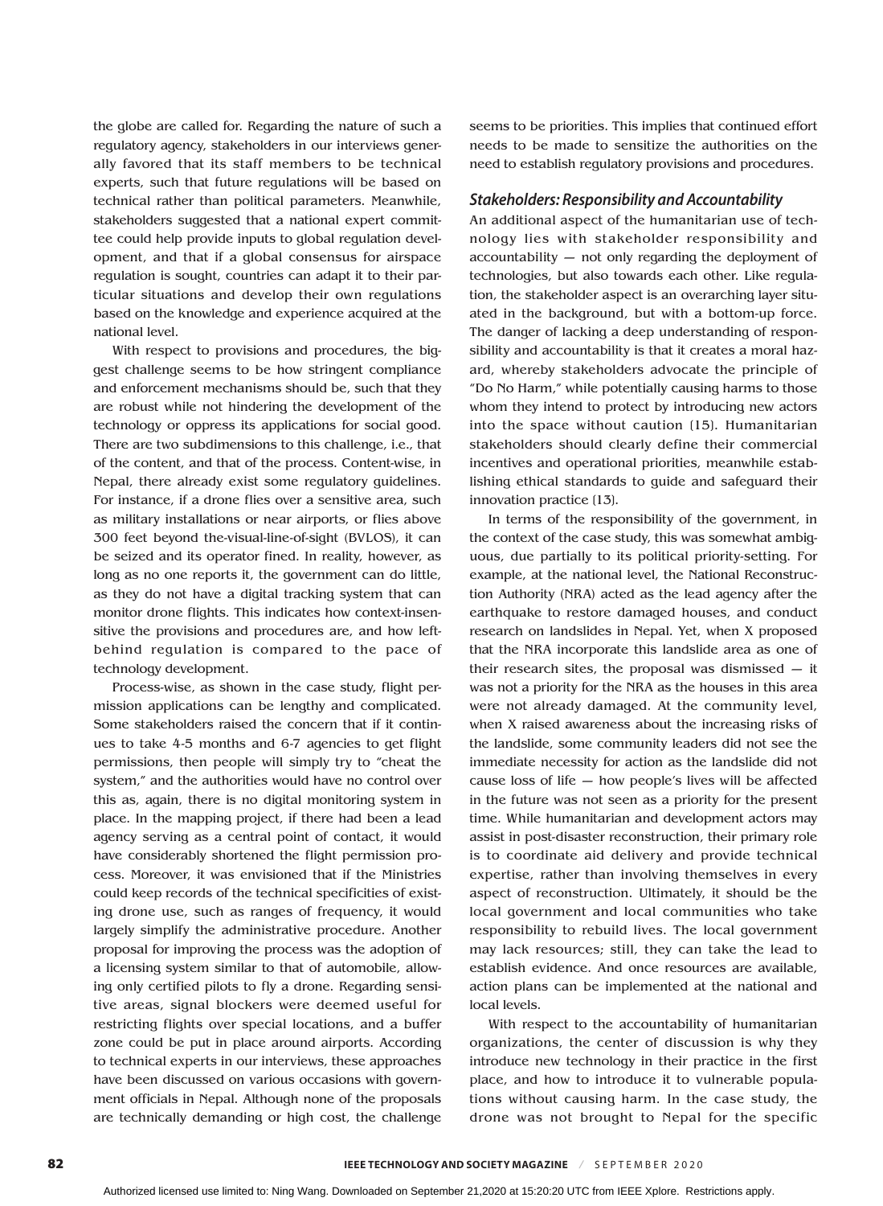the globe are called for. Regarding the nature of such a regulatory agency, stakeholders in our interviews generally favored that its staff members to be technical experts, such that future regulations will be based on technical rather than political parameters. Meanwhile, stakeholders suggested that a national expert committee could help provide inputs to global regulation development, and that if a global consensus for airspace regulation is sought, countries can adapt it to their particular situations and develop their own regulations based on the knowledge and experience acquired at the national level.

With respect to provisions and procedures, the biggest challenge seems to be how stringent compliance and enforcement mechanisms should be, such that they are robust while not hindering the development of the technology or oppress its applications for social good. There are two subdimensions to this challenge, i.e., that of the content, and that of the process. Content-wise, in Nepal, there already exist some regulatory guidelines. For instance, if a drone flies over a sensitive area, such as military installations or near airports, or flies above 300 feet beyond the-visual-line-of-sight (BVLOS), it can be seized and its operator fined. In reality, however, as long as no one reports it, the government can do little, as they do not have a digital tracking system that can monitor drone flights. This indicates how context-insensitive the provisions and procedures are, and how left-behind regulation is compared to the pace of technology development.

Process-wise, as shown in the case study, flight permission applications can be lengthy and complicated. Some stakeholders raised the concern that if it continues to take 4-5 months and 6-7 agencies to get flight permissions, then people will simply try to "cheat the system," and the authorities would have no control over this as, again, there is no digital monitoring system in place. In the mapping project, if there had been a lead agency serving as a central point of contact, it would have considerably shortened the flight permission process. Moreover, it was envisioned that if the Ministries could keep records of the technical specificities of existing drone use, such as ranges of frequency, it would largely simplify the administrative procedure. Another proposal for improving the process was the adoption of a licensing system similar to that of automobile, allowing only certified pilots to fly a drone. Regarding sensitive areas, signal blockers were deemed useful for restricting flights over special locations, and a buffer zone could be put in place around airports. According to technical experts in our interviews, these approaches have been discussed on various occasions with government officials in Nepal. Although none of the proposals are technically demanding or high cost, the challenge seems to be priorities. This implies that continued effort needs to be made to sensitize the authorities on the need to establish regulatory provisions and procedures.

### *Stakeholders: Responsibility and Accountability*

An additional aspect of the humanitarian use of technology lies with stakeholder responsibility and accountability — not only regarding the deployment of technologies, but also towards each other. Like regulation, the stakeholder aspect is an overarching layer situated in the background, but with a bottom-up force. The danger of lacking a deep understanding of responsibility and accountability is that it creates a moral hazard, whereby stakeholders advocate the principle of "Do No Harm," while potentially causing harms to those whom they intend to protect by introducing new actors into the space without caution [15]. Humanitarian stakeholders should clearly define their commercial incentives and operational priorities, meanwhile establishing ethical standards to guide and safeguard their innovation practice [13].

In terms of the responsibility of the government, in the context of the case study, this was somewhat ambiguous, due partially to its political priority-setting. For example, at the national level, the National Reconstruction Authority (NRA) acted as the lead agency after the earthquake to restore damaged houses, and conduct research on landslides in Nepal. Yet, when X proposed that the NRA incorporate this landslide area as one of their research sites, the proposal was dismissed — it was not a priority for the NRA as the houses in this area were not already damaged. At the community level, when X raised awareness about the increasing risks of the landslide, some community leaders did not see the immediate necessity for action as the landslide did not cause loss of life — how people's lives will be affected in the future was not seen as a priority for the present time. While humanitarian and development actors may assist in post-disaster reconstruction, their primary role is to coordinate aid delivery and provide technical expertise, rather than involving themselves in every aspect of reconstruction. Ultimately, it should be the local government and local communities who take responsibility to rebuild lives. The local government may lack resources; still, they can take the lead to establish evidence. And once resources are available, action plans can be implemented at the national and local levels.

With respect to the accountability of humanitarian organizations, the center of discussion is why they introduce new technology in their practice in the first place, and how to introduce it to vulnerable populations without causing harm. In the case study, the drone was not brought to Nepal for the specific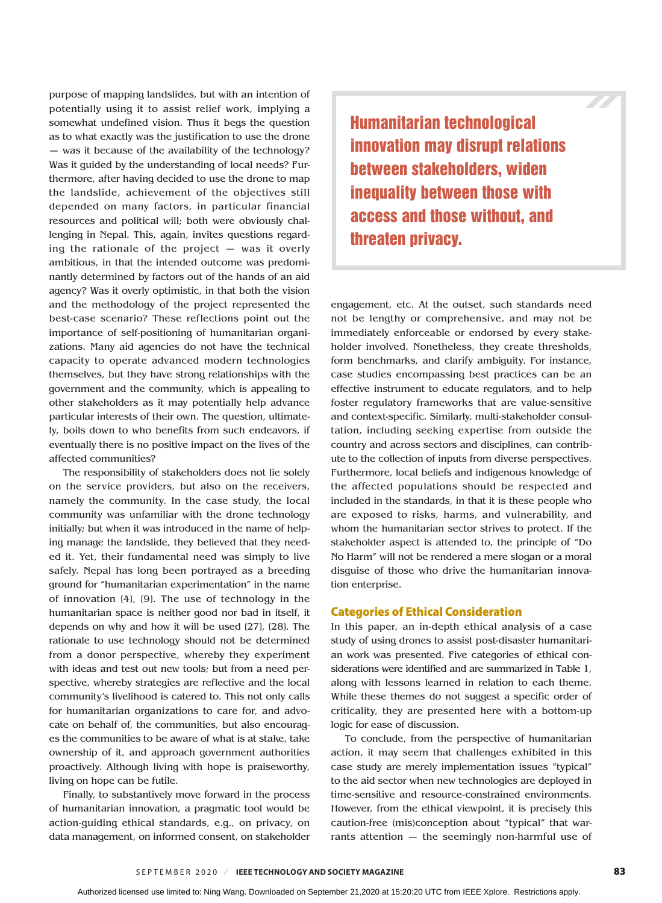purpose of mapping landslides, but with an intention of potentially using it to assist relief work, implying a somewhat undefined vision. Thus it begs the question as to what exactly was the justification to use the drone — was it because of the availability of the technology? Was it guided by the understanding of local needs? Furthermore, after having decided to use the drone to map the landslide, achievement of the objectives still depended on many factors, in particular financial resources and political will; both were obviously challenging in Nepal. This, again, invites questions regarding the rationale of the project — was it overly ambitious, in that the intended outcome was predominantly determined by factors out of the hands of an aid agency? Was it overly optimistic, in that both the vision and the methodology of the project represented the best-case scenario? These reflections point out the importance of self-positioning of humanitarian organizations. Many aid agencies do not have the technical capacity to operate advanced modern technologies themselves, but they have strong relationships with the government and the community, which is appealing to other stakeholders as it may potentially help advance particular interests of their own. The question, ultimately, boils down to who benefits from such endeavors, if eventually there is no positive impact on the lives of the affected communities?

The responsibility of stakeholders does not lie solely on the service providers, but also on the receivers, namely the community. In the case study, the local community was unfamiliar with the drone technology initially; but when it was introduced in the name of helping manage the landslide, they believed that they needed it. Yet, their fundamental need was simply to live safely. Nepal has long been portrayed as a breeding ground for "humanitarian experimentation" in the name of innovation [4], [9]. The use of technology in the humanitarian space is neither good nor bad in itself, it depends on why and how it will be used [27], [28]. The rationale to use technology should not be determined from a donor perspective, whereby they experiment with ideas and test out new tools; but from a need perspective, whereby strategies are reflective and the local community's livelihood is catered to. This not only calls for humanitarian organizations to care for, and advocate on behalf of, the communities, but also encourages the communities to be aware of what is at stake, take ownership of it, and approach government authorities proactively. Although living with hope is praiseworthy, living on hope can be futile.

Finally, to substantively move forward in the process of humanitarian innovation, a pragmatic tool would be action-guiding ethical standards, e.g., on privacy, on data management, on informed consent, on stakeholder engagement, etc. At the outset, such standards need not be lengthy or comprehensive, and may not be immediately enforceable or endorsed by every stakeholder involved. Nonetheless, they create thresholds, form benchmarks, and clarify ambiguity. For instance, case studies encompassing best practices can be an effective instrument to educate regulators, and to help foster regulatory frameworks that are value-sensitive and context-specific. Similarly, multi-stakeholder consultation, including seeking expertise from outside the country and across sectors and disciplines, can contribute to the collection of inputs from diverse perspectives. Furthermore, local beliefs and indigenous knowledge of the affected populations should be respected and included in the standards, in that it is these people who are exposed to risks, harms, and vulnerability, and whom the humanitarian sector strives to protect. If the stakeholder aspect is attended to, the principle of "Do No Harm" will not be rendered a mere slogan or a moral disguise of those who drive the humanitarian innovation enterprise.

> **Humanitarian technological innovation may disrupt relations between stakeholders, widen inequality between those with access and those without, and threaten privacy.**

## Categories of Ethical Consideration

In this paper, an in-depth ethical analysis of a case study of using drones to assist post-disaster humanitarian work was presented. Five categories of ethical considerations were identified and are summarized in Table 1, along with lessons learned in relation to each theme. While these themes do not suggest a specific order of criticality, they are presented here with a bottom-up logic for ease of discussion.

To conclude, from the perspective of humanitarian action, it may seem that challenges exhibited in this case study are merely implementation issues "typical" to the aid sector when new technologies are deployed in time-sensitive and resource-constrained environments. However, from the ethical viewpoint, it is precisely this caution-free (mis)conception about "typical" that warrants attention — the seemingly non-harmful use of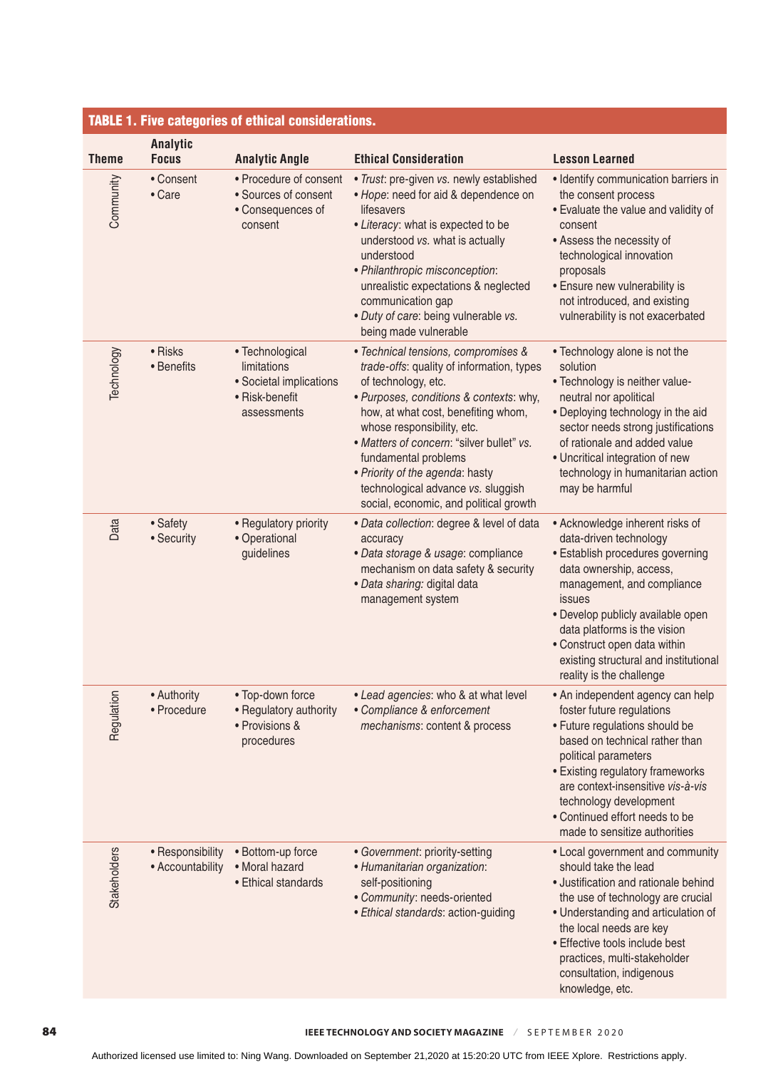**TABLE 1. Five categories of ethical considerations.**

| Theme | Analytic Focus | Analytic Angle | Ethical Consideration | Lesson Learned |
|---|---|---|---|---|
| Community | • Consent<br>• Care | • Procedure of consent<br>• Sources of consent<br>• Consequences of consent | • *Trust*: pre-given *vs.* newly established<br>• *Hope*: need for aid & dependence on lifesavers<br>• *Literacy*: what is expected to be understood *vs.* what is actually understood<br>• *Philanthropic misconception*: unrealistic expectations & neglected communication gap<br>• *Duty of care*: being vulnerable *vs.* being made vulnerable | • Identify communication barriers in the consent process<br>• Evaluate the value and validity of consent<br>• Assess the necessity of technological innovation proposals<br>• Ensure new vulnerability is not introduced, and existing vulnerability is not exacerbated |
| Technology | • Risks<br>• Benefits | • Technological limitations<br>• Societal implications<br>• Risk-benefit assessments | • *Technical tensions, compromises & trade-offs*: quality of information, types of technology, etc.<br>• *Purposes, conditions & contexts*: why, how, at what cost, benefiting whom, whose responsibility, etc.<br>• *Matters of concern*: "silver bullet" *vs.* fundamental problems<br>• *Priority of the agenda*: hasty technological advance *vs.* sluggish social, economic, and political growth | • Technology alone is not the solution<br>• Technology is neither value-neutral nor apolitical<br>• Deploying technology in the aid sector needs strong justifications of rationale and added value<br>• Uncritical integration of new technology in humanitarian action may be harmful |
| Data | • Safety<br>• Security | • Regulatory priority<br>• Operational guidelines | • *Data collection*: degree & level of data accuracy<br>• *Data storage & usage*: compliance mechanism on data safety & security<br>• *Data sharing:* digital data management system | • Acknowledge inherent risks of data-driven technology<br>• Establish procedures governing data ownership, access, management, and compliance issues<br>• Develop publicly available open data platforms is the vision<br>• Construct open data within existing structural and institutional reality is the challenge |
| Regulation | • Authority<br>• Procedure | • Top-down force<br>• Regulatory authority<br>• Provisions & procedures | • *Lead agencies*: who & at what level<br>• *Compliance & enforcement mechanisms*: content & process | • An independent agency can help foster future regulations<br>• Future regulations should be based on technical rather than political parameters<br>• Existing regulatory frameworks are context-insensitive *vis-à-vis* technology development<br>• Continued effort needs to be made to sensitize authorities |
| Stakeholders | • Responsibility<br>• Accountability | • Bottom-up force<br>• Moral hazard<br>• Ethical standards | • *Government*: priority-setting<br>• *Humanitarian organization*: self-positioning<br>• *Community*: needs-oriented<br>• *Ethical standards*: action-guiding | • Local government and community should take the lead<br>• Justification and rationale behind the use of technology are crucial<br>• Understanding and articulation of the local needs are key<br>• Effective tools include best practices, multi-stakeholder consultation, indigenous knowledge, etc. |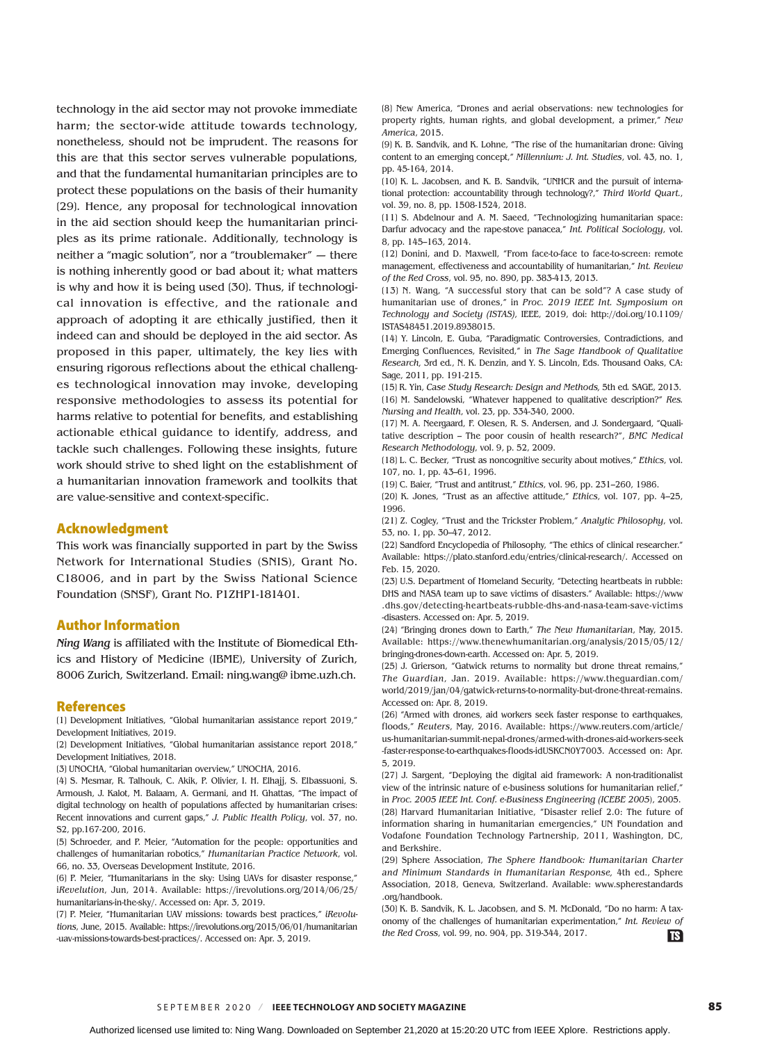technology in the aid sector may not provoke immediate harm; the sector-wide attitude towards technology, nonetheless, should not be imprudent. The reasons for this are that this sector serves vulnerable populations, and that the fundamental humanitarian principles are to protect these populations on the basis of their humanity [29]. Hence, any proposal for technological innovation in the aid section should keep the humanitarian principles as its prime rationale. Additionally, technology is neither a "magic solution", nor a "troublemaker" — there is nothing inherently good or bad about it; what matters is why and how it is being used [30]. Thus, if technological innovation is effective, and the rationale and approach of adopting it are ethically justified, then it indeed can and should be deployed in the aid sector. As proposed in this paper, ultimately, the key lies with ensuring rigorous reflections about the ethical challenges technological innovation may invoke, developing responsive methodologies to assess its potential for harms relative to potential for benefits, and establishing actionable ethical guidance to identify, address, and tackle such challenges. Following these insights, future work should strive to shed light on the establishment of a humanitarian innovation framework and toolkits that are value-sensitive and context-specific.

## Acknowledgment

This work was financially supported in part by the Swiss Network for International Studies (SNIS), Grant No. C18006, and in part by the Swiss National Science Foundation (SNSF), Grant No. P1ZHP1-181401.

## Author Information

*Ning Wang* is affiliated with the Institute of Biomedical Ethics and History of Medicine (IBME), University of Zurich, 8006 Zurich, Switzerland. Email: ning.wang@ ibme.uzh.ch.

## References

[1] Development Initiatives, "Global humanitarian assistance report 2019," Development Initiatives, 2019.

[2] Development Initiatives, "Global humanitarian assistance report 2018," Development Initiatives, 2018.

[3] UNOCHA, "Global humanitarian overview," UNOCHA, 2016.

[4] S. Mesmar, R. Talhouk, C. Akik, P. Olivier, I. H. Elhajj, S. Elbassuoni, S. Armoush, J. Kalot, M. Balaam, A. Germani, and H. Ghattas, "The impact of digital technology on health of populations affected by humanitarian crises: Recent innovations and current gaps," *J. Public Health Policy*, vol. 37, no. S2, pp.167-200, 2016.

[5] Schroeder, and P. Meier, "Automation for the people: opportunities and challenges of humanitarian robotics," *Humanitarian Practice Network*, vol. 66, no. 33, Overseas Development Institute, 2016.

[6] P. Meier, "Humanitarians in the sky: Using UAVs for disaster response," *iRevelution*, Jun, 2014. Available: https://irevolutions.org/2014/06/25/humanitarians-in-the-sky/. Accessed on: Apr. 3, 2019.

[7] P. Meier, "Humanitarian UAV missions: towards best practices," *iRevolutions*, June, 2015. Available: https://irevolutions.org/2015/06/01/humanitarian-uav-missions-towards-best-practices/. Accessed on: Apr. 3, 2019.

[8] New America, "Drones and aerial observations: new technologies for property rights, human rights, and global development, a primer," *New America*, 2015.

[9] K. B. Sandvik, and K. Lohne, "The rise of the humanitarian drone: Giving content to an emerging concept," *Millennium: J. Int. Studies*, vol. 43, no. 1, pp. 45-164, 2014.

[10] K. L. Jacobsen, and K. B. Sandvik, "UNHCR and the pursuit of international protection: accountability through technology?," *Third World Quart.*, vol. 39, no. 8, pp. 1508-1524, 2018.

[11] S. Abdelnour and A. M. Saeed, "Technologizing humanitarian space: Darfur advocacy and the rape-stove panacea," *Int. Political Sociology*, vol. 8, pp. 145–163, 2014.

[12] Donini, and D. Maxwell, "From face-to-face to face-to-screen: remote management, effectiveness and accountability of humanitarian," *Int. Review of the Red Cross*, vol. 95, no. 890, pp. 383-413, 2013.

[13] N. Wang, "A successful story that can be sold"? A case study of humanitarian use of drones," in *Proc. 2019 IEEE Int. Symposium on Technology and Society (ISTAS)*, IEEE, 2019, doi: http://doi.org/10.1109/ISTAS48451.2019.8938015.

[14] Y. Lincoln, E. Guba, "Paradigmatic Controversies, Contradictions, and Emerging Confluences, Revisited," in *The Sage Handbook of Qualitative Research*, 3rd ed., N. K. Denzin, and Y. S. Lincoln, Eds. Thousand Oaks, CA: Sage, 2011, pp. 191-215.

[15] R. Yin, *Case Study Research: Design and Methods*, 5th ed. SAGE, 2013.

[16] M. Sandelowski, "Whatever happened to qualitative description?" *Res. Nursing and Health*, vol. 23, pp. 334-340, 2000.

[17] M. A. Neergaard, F. Olesen, R. S. Andersen, and J. Sondergaard, "Qualitative description – The poor cousin of health research?", *BMC Medical Research Methodology*, vol. 9, p. 52, 2009.

[18] L. C. Becker, "Trust as noncognitive security about motives," *Ethics*, vol. 107, no. 1, pp. 43–61, 1996.

[19] C. Baier, "Trust and antitrust," *Ethics*, vol. 96, pp. 231–260, 1986.

[20] K. Jones, "Trust as an affective attitude," *Ethics*, vol. 107, pp. 4–25, 1996.

[21] Z. Cogley, "Trust and the Trickster Problem," *Analytic Philosophy*, vol. 53, no. 1, pp. 30–47, 2012.

[22] Sandford Encyclopedia of Philosophy, "The ethics of clinical researcher." Available: https://plato.stanford.edu/entries/clinical-research/. Accessed on Feb. 15, 2020.

[23] U.S. Department of Homeland Security, "Detecting heartbeats in rubble: DHS and NASA team up to save victims of disasters." Available: https://www.dhs.gov/detecting-heartbeats-rubble-dhs-and-nasa-team-save-victims-disasters. Accessed on: Apr. 5, 2019.

[24] "Bringing drones down to Earth," *The New Humanitarian*, May, 2015. Available: https://www.thenewhumanitarian.org/analysis/2015/05/12/bringing-drones-down-earth. Accessed on: Apr. 5, 2019.

[25] J. Grierson, "Gatwick returns to normality but drone threat remains," *The Guardian*, Jan. 2019. Available: https://www.theguardian.com/world/2019/jan/04/gatwick-returns-to-normality-but-drone-threat-remains. Accessed on: Apr. 8, 2019.

[26] "Armed with drones, aid workers seek faster response to earthquakes, floods," *Reuters*, May, 2016. Available: https://www.reuters.com/article/us-humanitarian-summit-nepal-drones/armed-with-drones-aid-workers-seek-faster-response-to-earthquakes-floods-idUSKCN0Y7003. Accessed on: Apr. 5, 2019.

[27] J. Sargent, "Deploying the digital aid framework: A non-traditionalist view of the intrinsic nature of e-business solutions for humanitarian relief," in *Proc. 2005 IEEE Int. Conf. e-Business Engineering (ICEBE 2005)*, 2005.

[28] Harvard Humanitarian Initiative, "Disaster relief 2.0: The future of information sharing in humanitarian emergencies," UN Foundation and Vodafone Foundation Technology Partnership, 2011, Washington, DC, and Berkshire.

[29] Sphere Association, *The Sphere Handbook: Humanitarian Charter and Minimum Standards in Humanitarian Response*, 4th ed., Sphere Association, 2018, Geneva, Switzerland. Available: www.spherestandards.org/handbook.

[30] K. B. Sandvik, K. L. Jacobsen, and S. M. McDonald, "Do no harm: A taxonomy of the challenges of humanitarian experimentation," *Int. Review of the Red Cross*, vol. 99, no. 904, pp. 319-344, 2017.